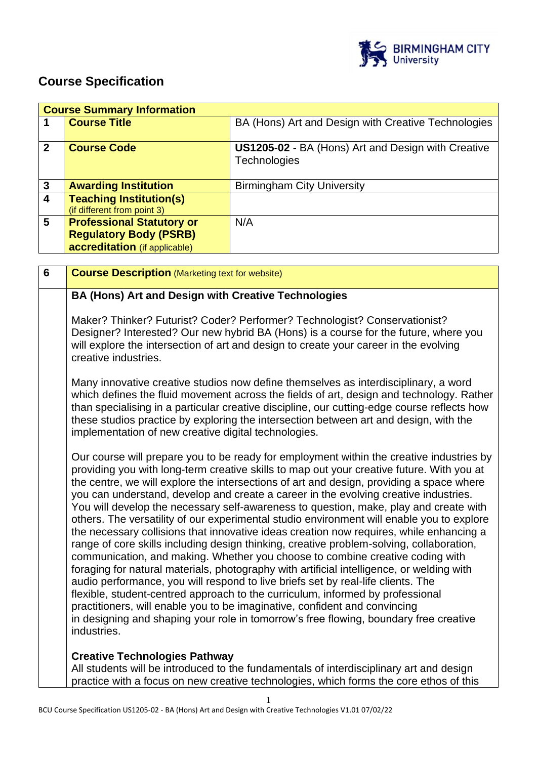# Course Specification

| Course Summary Information | | |
|---|---|---|
| 1 | **Course Title** | BA (Hons) Art and Design with Creative Technologies |
| 2 | **Course Code** | **US1205-02 -** BA (Hons) Art and Design with Creative Technologies |
| 3 | **Awarding Institution** | Birmingham City University |
| 4 | **Teaching Institution(s)** (if different from point 3) | |
| 5 | **Professional Statutory or Regulatory Body (PSRB) accreditation** (if applicable) | N/A |

| 6 | **Course Description** (Marketing text for website) |
|---|---|

**BA (Hons) Art and Design with Creative Technologies**

Maker? Thinker? Futurist? Coder? Performer? Technologist? Conservationist? Designer? Interested? Our new hybrid BA (Hons) is a course for the future, where you will explore the intersection of art and design to create your career in the evolving creative industries.

Many innovative creative studios now define themselves as interdisciplinary, a word which defines the fluid movement across the fields of art, design and technology. Rather than specialising in a particular creative discipline, our cutting-edge course reflects how these studios practice by exploring the intersection between art and design, with the implementation of new creative digital technologies.

Our course will prepare you to be ready for employment within the creative industries by providing you with long-term creative skills to map out your creative future. With you at the centre, we will explore the intersections of art and design, providing a space where you can understand, develop and create a career in the evolving creative industries. You will develop the necessary self-awareness to question, make, play and create with others. The versatility of our experimental studio environment will enable you to explore the necessary collisions that innovative ideas creation now requires, while enhancing a range of core skills including design thinking, creative problem-solving, collaboration, communication, and making. Whether you choose to combine creative coding with foraging for natural materials, photography with artificial intelligence, or welding with audio performance, you will respond to live briefs set by real-life clients. The flexible, student-centred approach to the curriculum, informed by professional practitioners, will enable you to be imaginative, confident and convincing in designing and shaping your role in tomorrow's free flowing, boundary free creative industries.

**Creative Technologies Pathway**

All students will be introduced to the fundamentals of interdisciplinary art and design practice with a focus on new creative technologies, which forms the core ethos of this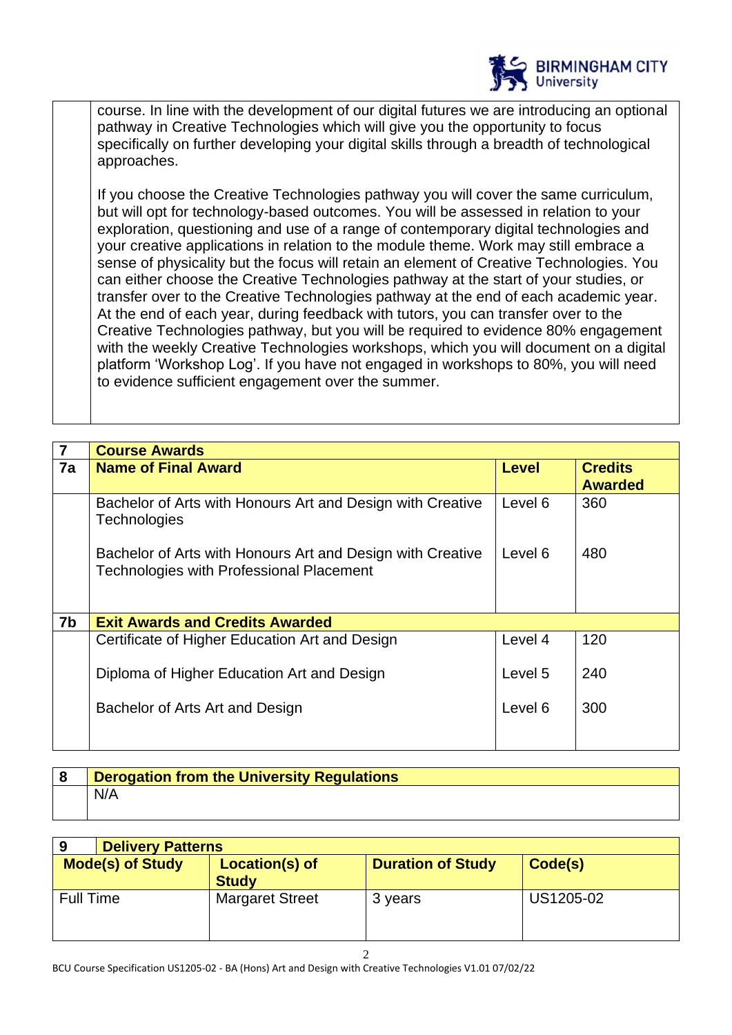course. In line with the development of our digital futures we are introducing an optional pathway in Creative Technologies which will give you the opportunity to focus specifically on further developing your digital skills through a breadth of technological approaches.

If you choose the Creative Technologies pathway you will cover the same curriculum, but will opt for technology-based outcomes. You will be assessed in relation to your exploration, questioning and use of a range of contemporary digital technologies and your creative applications in relation to the module theme. Work may still embrace a sense of physicality but the focus will retain an element of Creative Technologies. You can either choose the Creative Technologies pathway at the start of your studies, or transfer over to the Creative Technologies pathway at the end of each academic year. At the end of each year, during feedback with tutors, you can transfer over to the Creative Technologies pathway, but you will be required to evidence 80% engagement with the weekly Creative Technologies workshops, which you will document on a digital platform 'Workshop Log'. If you have not engaged in workshops to 80%, you will need to evidence sufficient engagement over the summer.

| 7 | **Course Awards** | | |
|---|---|---|---|
| **7a** | **Name of Final Award** | **Level** | **Credits Awarded** |
| | Bachelor of Arts with Honours Art and Design with Creative Technologies | Level 6 | 360 |
| | Bachelor of Arts with Honours Art and Design with Creative Technologies with Professional Placement | Level 6 | 480 |
| **7b** | **Exit Awards and Credits Awarded** | | |
| | Certificate of Higher Education Art and Design | Level 4 | 120 |
| | Diploma of Higher Education Art and Design | Level 5 | 240 |
| | Bachelor of Arts Art and Design | Level 6 | 300 |

| 8 | **Derogation from the University Regulations** |
|---|---|
| | N/A |

| 9 **Delivery Patterns** | | | |
|---|---|---|---|
| **Mode(s) of Study** | **Location(s) of Study** | **Duration of Study** | **Code(s)** |
| Full Time | Margaret Street | 3 years | US1205-02 |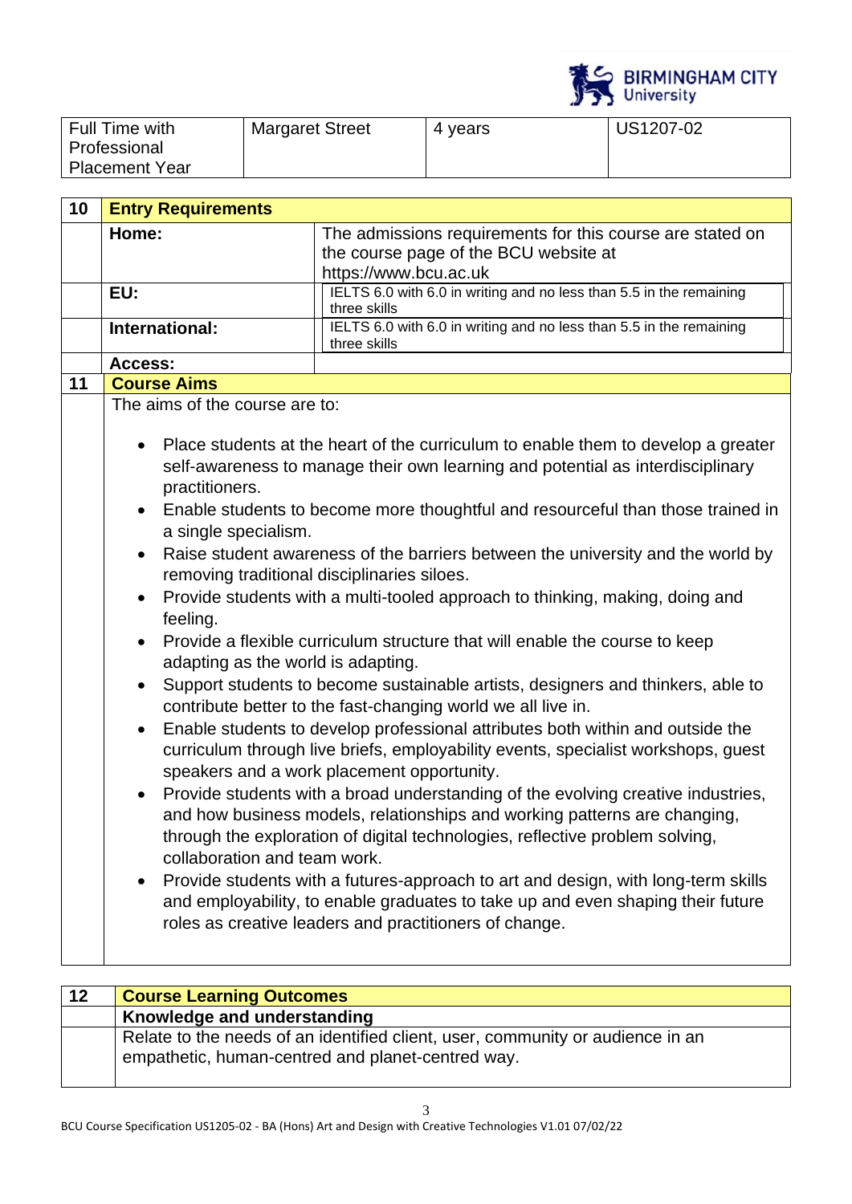| Full Time with Professional Placement Year | Margaret Street | 4 years | US1207-02 |
|---|---|---|---|

| 10 | Entry Requirements | |
|---|---|---|
| | **Home:** | The admissions requirements for this course are stated on the course page of the BCU website at https://www.bcu.ac.uk |
| | **EU:** | IELTS 6.0 with 6.0 in writing and no less than 5.5 in the remaining three skills |
| | **International:** | IELTS 6.0 with 6.0 in writing and no less than 5.5 in the remaining three skills |
| | **Access:** | |

## 11 Course Aims

The aims of the course are to:

- Place students at the heart of the curriculum to enable them to develop a greater self-awareness to manage their own learning and potential as interdisciplinary practitioners.
- Enable students to become more thoughtful and resourceful than those trained in a single specialism.
- Raise student awareness of the barriers between the university and the world by removing traditional disciplinaries siloes.
- Provide students with a multi-tooled approach to thinking, making, doing and feeling.
- Provide a flexible curriculum structure that will enable the course to keep adapting as the world is adapting.
- Support students to become sustainable artists, designers and thinkers, able to contribute better to the fast-changing world we all live in.
- Enable students to develop professional attributes both within and outside the curriculum through live briefs, employability events, specialist workshops, guest speakers and a work placement opportunity.
- Provide students with a broad understanding of the evolving creative industries, and how business models, relationships and working patterns are changing, through the exploration of digital technologies, reflective problem solving, collaboration and team work.
- Provide students with a futures-approach to art and design, with long-term skills and employability, to enable graduates to take up and even shaping their future roles as creative leaders and practitioners of change.

## 12 Course Learning Outcomes

### Knowledge and understanding

| | |
|---|---|
| | Relate to the needs of an identified client, user, community or audience in an empathetic, human-centred and planet-centred way. |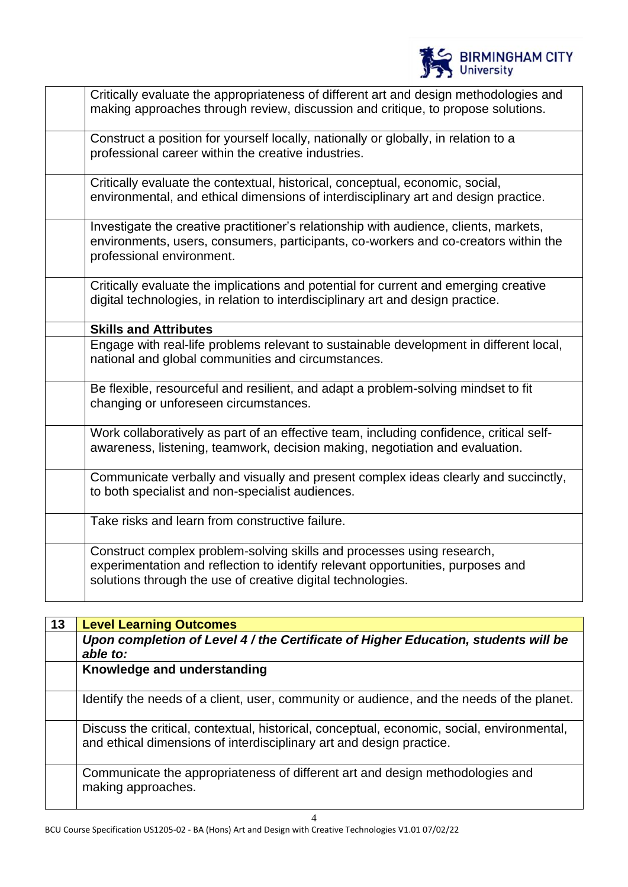| | |
|---|---|
| | Critically evaluate the appropriateness of different art and design methodologies and making approaches through review, discussion and critique, to propose solutions. |
| | Construct a position for yourself locally, nationally or globally, in relation to a professional career within the creative industries. |
| | Critically evaluate the contextual, historical, conceptual, economic, social, environmental, and ethical dimensions of interdisciplinary art and design practice. |
| | Investigate the creative practitioner's relationship with audience, clients, markets, environments, users, consumers, participants, co-workers and co-creators within the professional environment. |
| | Critically evaluate the implications and potential for current and emerging creative digital technologies, in relation to interdisciplinary art and design practice. |
| | **Skills and Attributes** |
| | Engage with real-life problems relevant to sustainable development in different local, national and global communities and circumstances. |
| | Be flexible, resourceful and resilient, and adapt a problem-solving mindset to fit changing or unforeseen circumstances. |
| | Work collaboratively as part of an effective team, including confidence, critical self-awareness, listening, teamwork, decision making, negotiation and evaluation. |
| | Communicate verbally and visually and present complex ideas clearly and succinctly, to both specialist and non-specialist audiences. |
| | Take risks and learn from constructive failure. |
| | Construct complex problem-solving skills and processes using research, experimentation and reflection to identify relevant opportunities, purposes and solutions through the use of creative digital technologies. |

| 13 | **Level Learning Outcomes** |
|---|---|
| | ***Upon completion of Level 4 / the Certificate of Higher Education, students will be able to:*** |
| | **Knowledge and understanding** |
| | Identify the needs of a client, user, community or audience, and the needs of the planet. |
| | Discuss the critical, contextual, historical, conceptual, economic, social, environmental, and ethical dimensions of interdisciplinary art and design practice. |
| | Communicate the appropriateness of different art and design methodologies and making approaches. |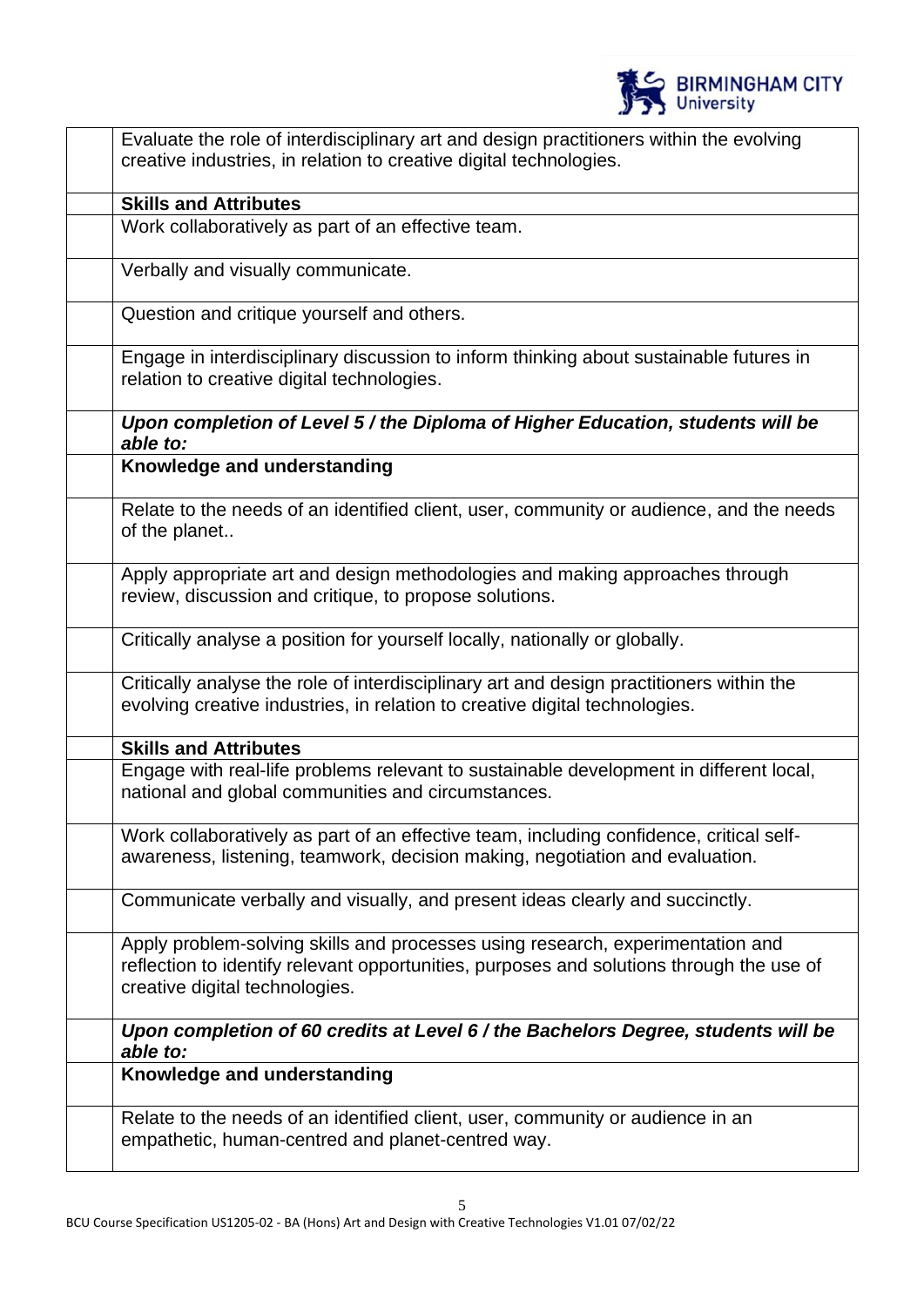| | |
|---|---|
| | Evaluate the role of interdisciplinary art and design practitioners within the evolving creative industries, in relation to creative digital technologies. |
| | **Skills and Attributes** |
| | Work collaboratively as part of an effective team. |
| | Verbally and visually communicate. |
| | Question and critique yourself and others. |
| | Engage in interdisciplinary discussion to inform thinking about sustainable futures in relation to creative digital technologies. |
| | ***Upon completion of Level 5 / the Diploma of Higher Education, students will be able to:*** |
| | **Knowledge and understanding** |
| | Relate to the needs of an identified client, user, community or audience, and the needs of the planet.. |
| | Apply appropriate art and design methodologies and making approaches through review, discussion and critique, to propose solutions. |
| | Critically analyse a position for yourself locally, nationally or globally. |
| | Critically analyse the role of interdisciplinary art and design practitioners within the evolving creative industries, in relation to creative digital technologies. |
| | **Skills and Attributes** |
| | Engage with real-life problems relevant to sustainable development in different local, national and global communities and circumstances. |
| | Work collaboratively as part of an effective team, including confidence, critical self-awareness, listening, teamwork, decision making, negotiation and evaluation. |
| | Communicate verbally and visually, and present ideas clearly and succinctly. |
| | Apply problem-solving skills and processes using research, experimentation and reflection to identify relevant opportunities, purposes and solutions through the use of creative digital technologies. |
| | ***Upon completion of 60 credits at Level 6 / the Bachelors Degree, students will be able to:*** |
| | **Knowledge and understanding** |
| | Relate to the needs of an identified client, user, community or audience in an empathetic, human-centred and planet-centred way. |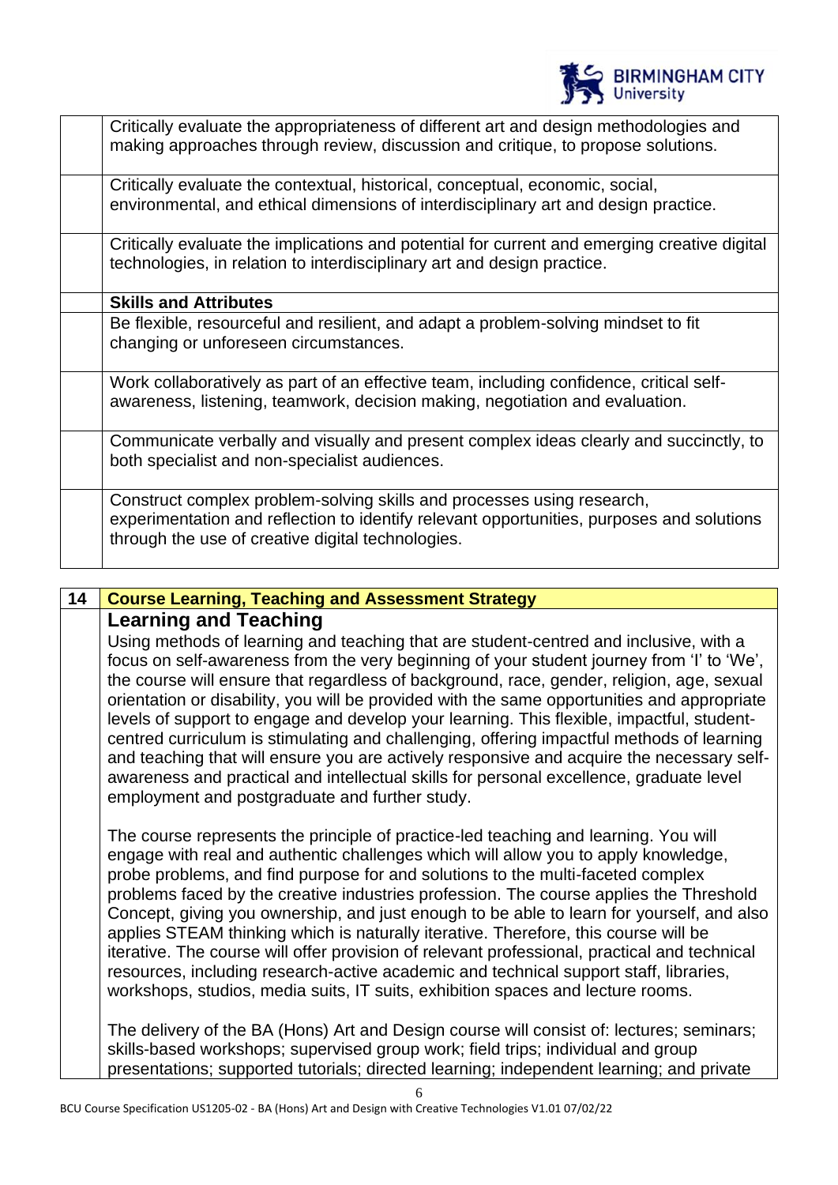| | |
|---|---|
| | Critically evaluate the appropriateness of different art and design methodologies and making approaches through review, discussion and critique, to propose solutions. |
| | Critically evaluate the contextual, historical, conceptual, economic, social, environmental, and ethical dimensions of interdisciplinary art and design practice. |
| | Critically evaluate the implications and potential for current and emerging creative digital technologies, in relation to interdisciplinary art and design practice. |
| | **Skills and Attributes** |
| | Be flexible, resourceful and resilient, and adapt a problem-solving mindset to fit changing or unforeseen circumstances. |
| | Work collaboratively as part of an effective team, including confidence, critical self-awareness, listening, teamwork, decision making, negotiation and evaluation. |
| | Communicate verbally and visually and present complex ideas clearly and succinctly, to both specialist and non-specialist audiences. |
| | Construct complex problem-solving skills and processes using research, experimentation and reflection to identify relevant opportunities, purposes and solutions through the use of creative digital technologies. |

| 14 | **Course Learning, Teaching and Assessment Strategy** |
|---|---|

### Learning and Teaching

Using methods of learning and teaching that are student-centred and inclusive, with a focus on self-awareness from the very beginning of your student journey from 'I' to 'We', the course will ensure that regardless of background, race, gender, religion, age, sexual orientation or disability, you will be provided with the same opportunities and appropriate levels of support to engage and develop your learning. This flexible, impactful, student-centred curriculum is stimulating and challenging, offering impactful methods of learning and teaching that will ensure you are actively responsive and acquire the necessary self-awareness and practical and intellectual skills for personal excellence, graduate level employment and postgraduate and further study.

The course represents the principle of practice-led teaching and learning. You will engage with real and authentic challenges which will allow you to apply knowledge, probe problems, and find purpose for and solutions to the multi-faceted complex problems faced by the creative industries profession. The course applies the Threshold Concept, giving you ownership, and just enough to be able to learn for yourself, and also applies STEAM thinking which is naturally iterative. Therefore, this course will be iterative. The course will offer provision of relevant professional, practical and technical resources, including research-active academic and technical support staff, libraries, workshops, studios, media suits, IT suits, exhibition spaces and lecture rooms.

The delivery of the BA (Hons) Art and Design course will consist of: lectures; seminars; skills-based workshops; supervised group work; field trips; individual and group presentations; supported tutorials; directed learning; independent learning; and private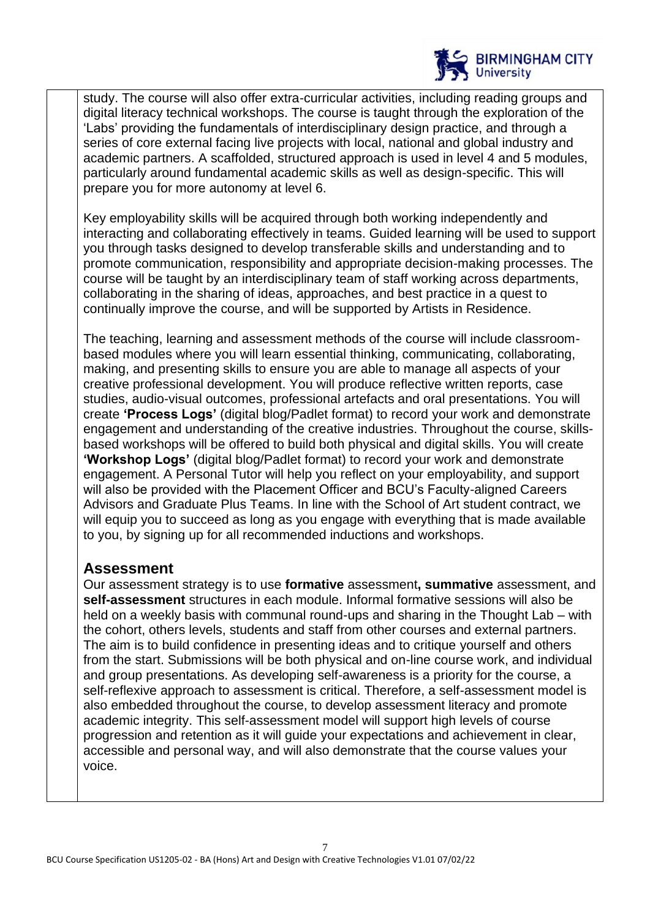study. The course will also offer extra-curricular activities, including reading groups and digital literacy technical workshops. The course is taught through the exploration of the 'Labs' providing the fundamentals of interdisciplinary design practice, and through a series of core external facing live projects with local, national and global industry and academic partners. A scaffolded, structured approach is used in level 4 and 5 modules, particularly around fundamental academic skills as well as design-specific. This will prepare you for more autonomy at level 6.

Key employability skills will be acquired through both working independently and interacting and collaborating effectively in teams. Guided learning will be used to support you through tasks designed to develop transferable skills and understanding and to promote communication, responsibility and appropriate decision-making processes. The course will be taught by an interdisciplinary team of staff working across departments, collaborating in the sharing of ideas, approaches, and best practice in a quest to continually improve the course, and will be supported by Artists in Residence.

The teaching, learning and assessment methods of the course will include classroom-based modules where you will learn essential thinking, communicating, collaborating, making, and presenting skills to ensure you are able to manage all aspects of your creative professional development. You will produce reflective written reports, case studies, audio-visual outcomes, professional artefacts and oral presentations. You will create **'Process Logs'** (digital blog/Padlet format) to record your work and demonstrate engagement and understanding of the creative industries. Throughout the course, skills-based workshops will be offered to build both physical and digital skills. You will create **'Workshop Logs'** (digital blog/Padlet format) to record your work and demonstrate engagement. A Personal Tutor will help you reflect on your employability, and support will also be provided with the Placement Officer and BCU's Faculty-aligned Careers Advisors and Graduate Plus Teams. In line with the School of Art student contract, we will equip you to succeed as long as you engage with everything that is made available to you, by signing up for all recommended inductions and workshops.

## Assessment

Our assessment strategy is to use **formative** assessment**, summative** assessment, and **self-assessment** structures in each module. Informal formative sessions will also be held on a weekly basis with communal round-ups and sharing in the Thought Lab – with the cohort, others levels, students and staff from other courses and external partners. The aim is to build confidence in presenting ideas and to critique yourself and others from the start. Submissions will be both physical and on-line course work, and individual and group presentations. As developing self-awareness is a priority for the course, a self-reflexive approach to assessment is critical. Therefore, a self-assessment model is also embedded throughout the course, to develop assessment literacy and promote academic integrity. This self-assessment model will support high levels of course progression and retention as it will guide your expectations and achievement in clear, accessible and personal way, and will also demonstrate that the course values your voice.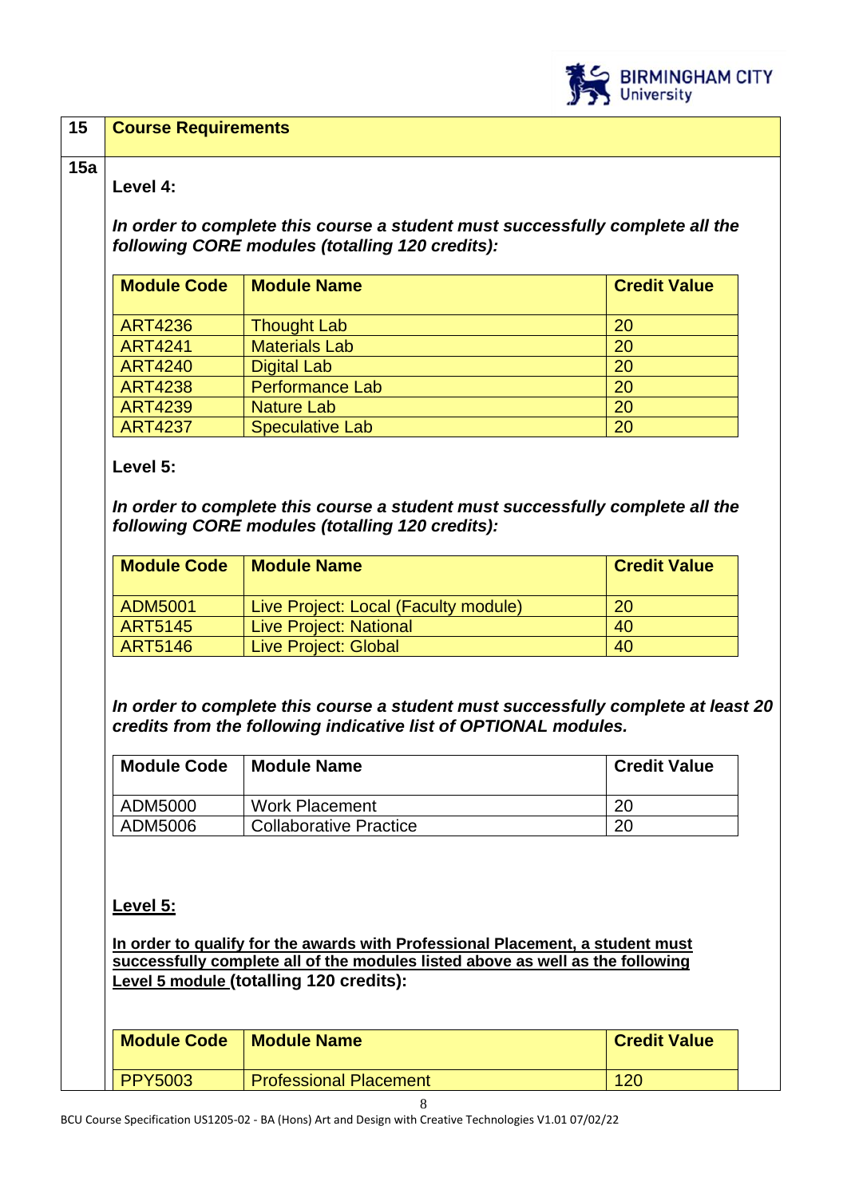## 15 Course Requirements

**15a**

**Level 4:**

***In order to complete this course a student must successfully complete all the following CORE modules (totalling 120 credits):***

| Module Code | Module Name | Credit Value |
|---|---|---|
| ART4236 | Thought Lab | 20 |
| ART4241 | Materials Lab | 20 |
| ART4240 | Digital Lab | 20 |
| ART4238 | Performance Lab | 20 |
| ART4239 | Nature Lab | 20 |
| ART4237 | Speculative Lab | 20 |

**Level 5:**

***In order to complete this course a student must successfully complete all the following CORE modules (totalling 120 credits):***

| Module Code | Module Name | Credit Value |
|---|---|---|
| ADM5001 | Live Project: Local (Faculty module) | 20 |
| ART5145 | Live Project: National | 40 |
| ART5146 | Live Project: Global | 40 |

***In order to complete this course a student must successfully complete at least 20 credits from the following indicative list of OPTIONAL modules.***

| Module Code | Module Name | Credit Value |
|---|---|---|
| ADM5000 | Work Placement | 20 |
| ADM5006 | Collaborative Practice | 20 |

**Level 5:**

**In order to qualify for the awards with Professional Placement, a student must successfully complete all of the modules listed above as well as the following Level 5 module (totalling 120 credits):**

| Module Code | Module Name | Credit Value |
|---|---|---|
| PPY5003 | Professional Placement | 120 |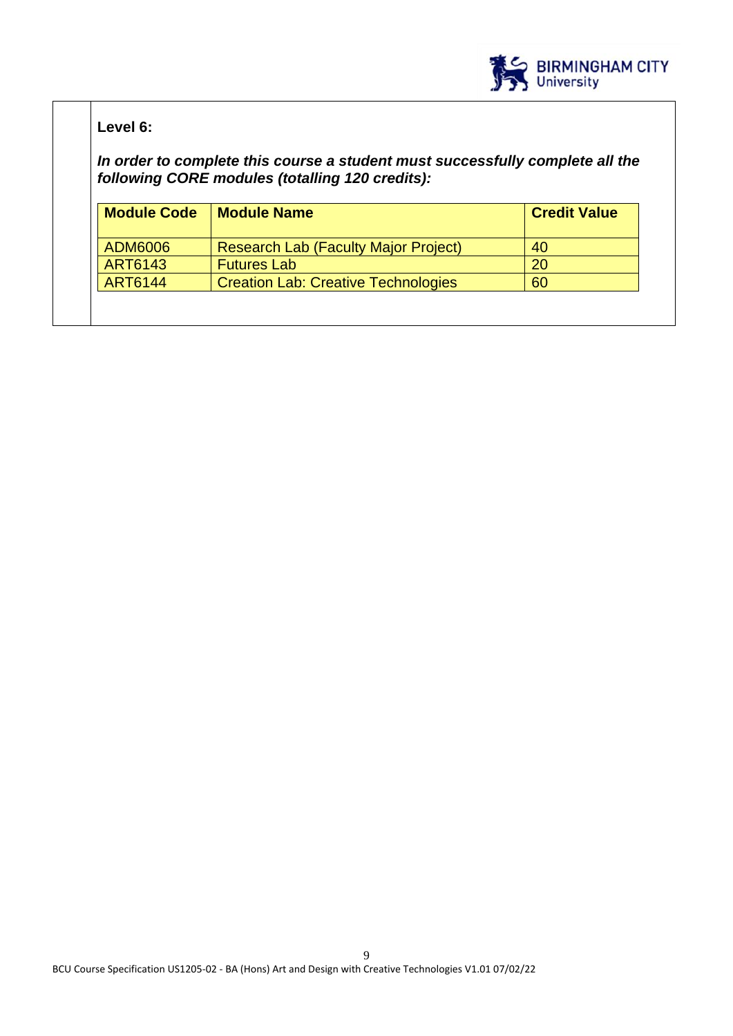**Level 6:**

***In order to complete this course a student must successfully complete all the following CORE modules (totalling 120 credits):***

| Module Code | Module Name | Credit Value |
|---|---|---|
| ADM6006 | Research Lab (Faculty Major Project) | 40 |
| ART6143 | Futures Lab | 20 |
| ART6144 | Creation Lab: Creative Technologies | 60 |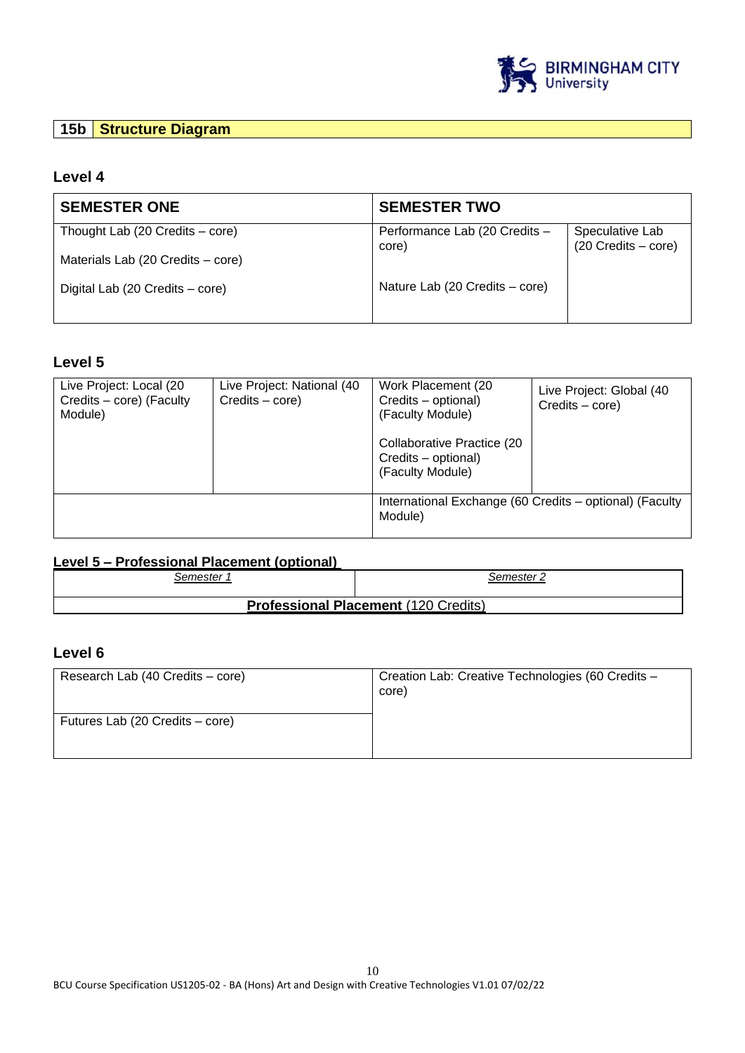## 15b Structure Diagram

### Level 4

| SEMESTER ONE | SEMESTER TWO | |
|---|---|---|
| Thought Lab (20 Credits – core)<br><br>Materials Lab (20 Credits – core)<br><br>Digital Lab (20 Credits – core) | Performance Lab (20 Credits – core)<br><br>Nature Lab (20 Credits – core) | Speculative Lab (20 Credits – core) |

### Level 5

| | | | |
|---|---|---|---|
| Live Project: Local (20 Credits – core) (Faculty Module) | Live Project: National (40 Credits – core) | Work Placement (20 Credits – optional) (Faculty Module)<br><br>Collaborative Practice (20 Credits – optional) (Faculty Module) | Live Project: Global (40 Credits – core) |
| | | International Exchange (60 Credits – optional) (Faculty Module) | |

**Level 5 – Professional Placement (optional)**

| *Semester 1* | *Semester 2* |
|---|---|
| **Professional Placement** (120 Credits) | |

### Level 6

| | |
|---|---|
| Research Lab (40 Credits – core) | Creation Lab: Creative Technologies (60 Credits – core) |
| Futures Lab (20 Credits – core) | |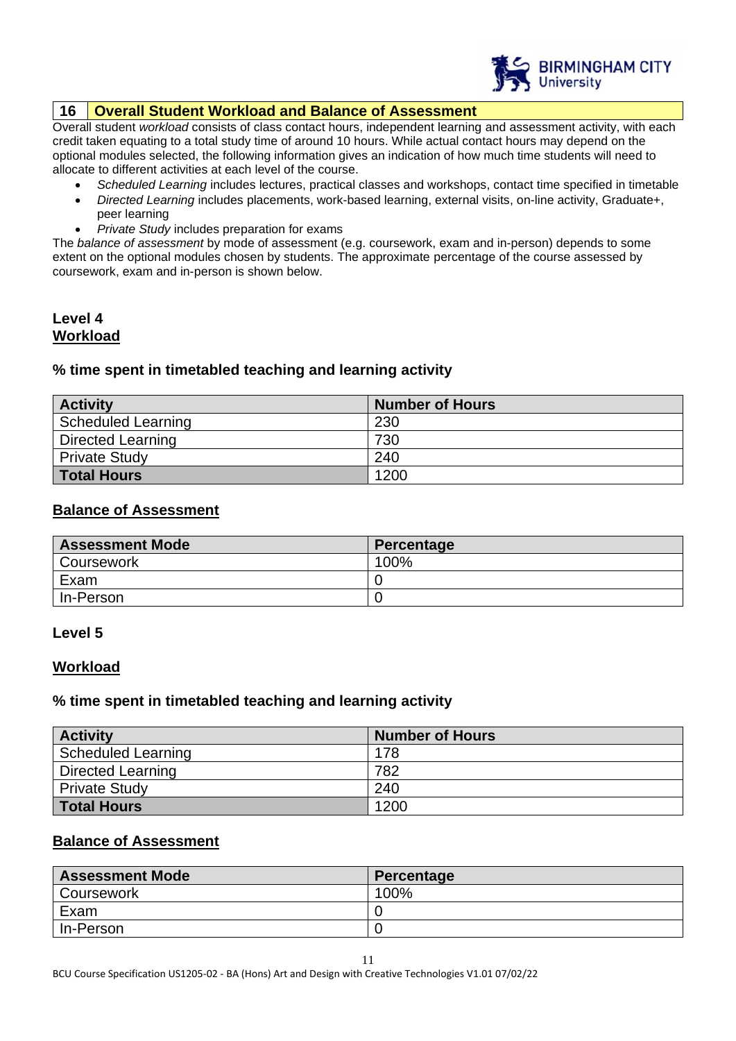## 16 Overall Student Workload and Balance of Assessment

Overall student *workload* consists of class contact hours, independent learning and assessment activity, with each credit taken equating to a total study time of around 10 hours. While actual contact hours may depend on the optional modules selected, the following information gives an indication of how much time students will need to allocate to different activities at each level of the course.

- *Scheduled Learning* includes lectures, practical classes and workshops, contact time specified in timetable
- *Directed Learning* includes placements, work-based learning, external visits, on-line activity, Graduate+, peer learning
- *Private Study* includes preparation for exams

The *balance of assessment* by mode of assessment (e.g. coursework, exam and in-person) depends to some extent on the optional modules chosen by students. The approximate percentage of the course assessed by coursework, exam and in-person is shown below.

### Level 4

**Workload**

#### % time spent in timetabled teaching and learning activity

| Activity | Number of Hours |
|---|---|
| Scheduled Learning | 230 |
| Directed Learning | 730 |
| Private Study | 240 |
| **Total Hours** | 1200 |

**Balance of Assessment**

| Assessment Mode | Percentage |
|---|---|
| Coursework | 100% |
| Exam | 0 |
| In-Person | 0 |

### Level 5

**Workload**

#### % time spent in timetabled teaching and learning activity

| Activity | Number of Hours |
|---|---|
| Scheduled Learning | 178 |
| Directed Learning | 782 |
| Private Study | 240 |
| **Total Hours** | 1200 |

**Balance of Assessment**

| Assessment Mode | Percentage |
|---|---|
| Coursework | 100% |
| Exam | 0 |
| In-Person | 0 |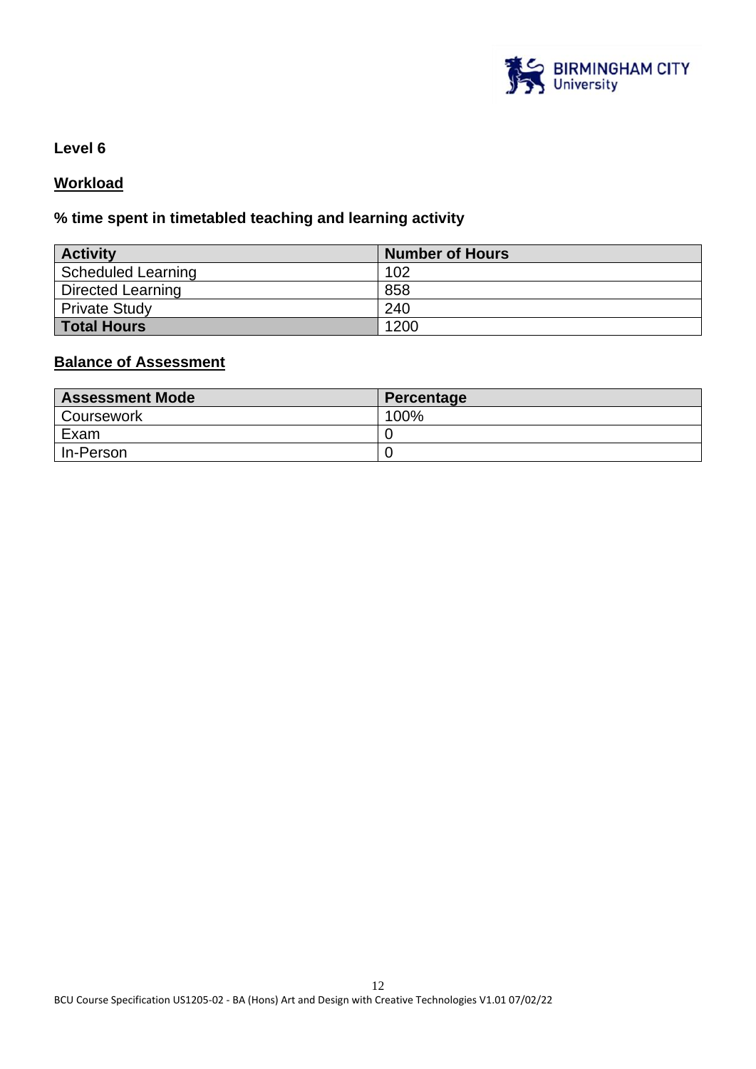**Level 6**

**Workload**

**% time spent in timetabled teaching and learning activity**

| Activity | Number of Hours |
|---|---|
| Scheduled Learning | 102 |
| Directed Learning | 858 |
| Private Study | 240 |
| **Total Hours** | 1200 |

**Balance of Assessment**

| Assessment Mode | Percentage |
|---|---|
| Coursework | 100% |
| Exam | 0 |
| In-Person | 0 |